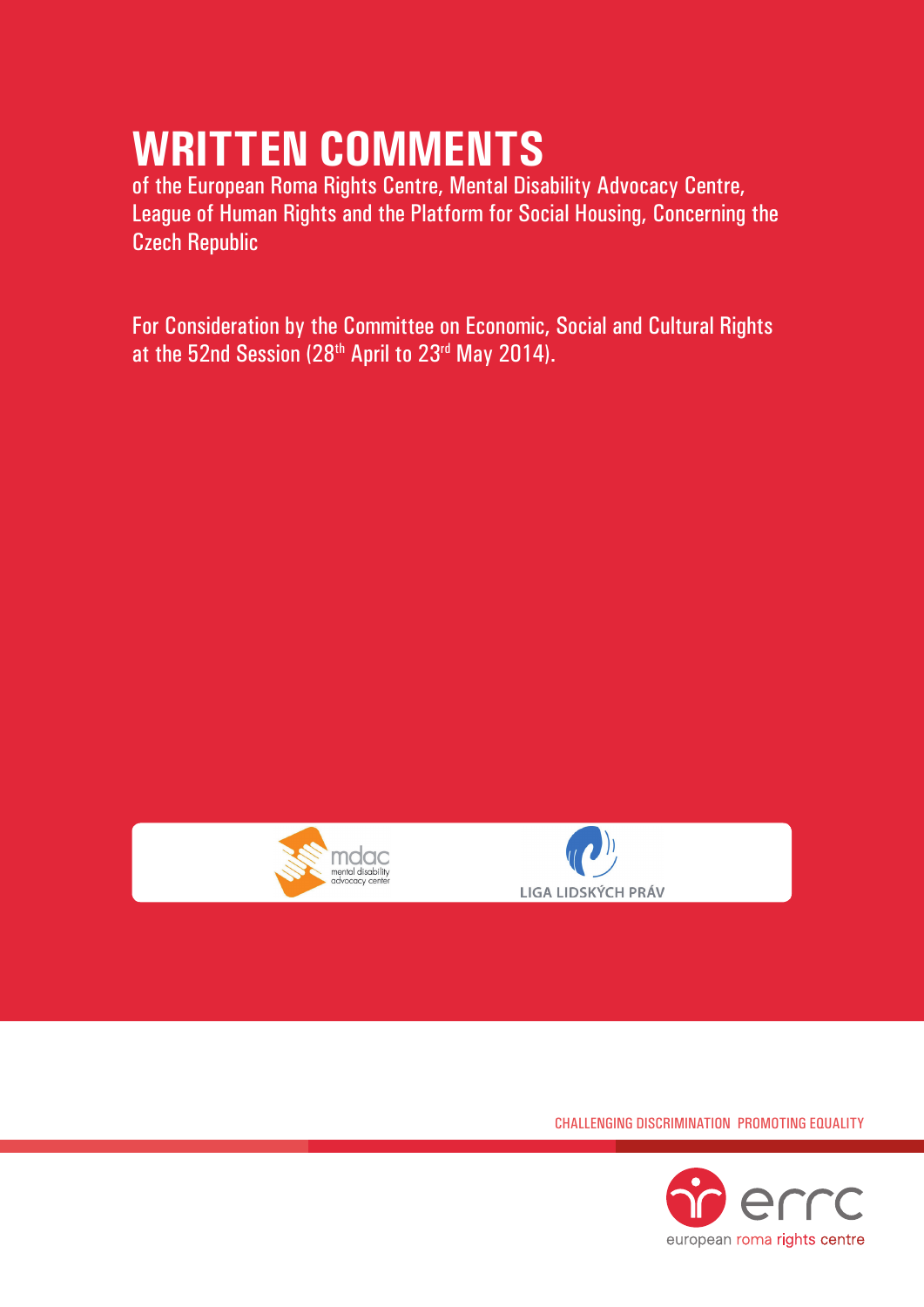# WRITTEN COMMENTS

of the European Roma Rights Centre, Mental Disability Advocacy Centre, League of Human Rights and the Platform for Social Housing, Concerning the Czech Republic

For Consideration by the Committee on Economic, Social and Cultural Rights at the 52nd Session (28th April to 23rd May 2014).

mdac mental disability advocacy center

LIGA LIDSKÝCH PRÁV

CHALLENGING DISCRIMINATION PROMOTING EQUALITY

errc european roma rights centre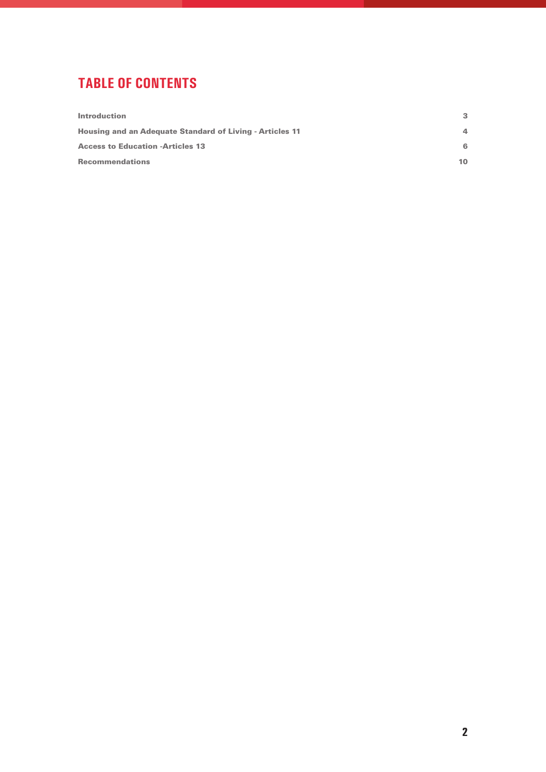# TABLE OF CONTENTS

| | |
|---|---|
| **Introduction** | **3** |
| **Housing and an Adequate Standard of Living - Articles 11** | **4** |
| **Access to Education -Articles 13** | **6** |
| **Recommendations** | **10** |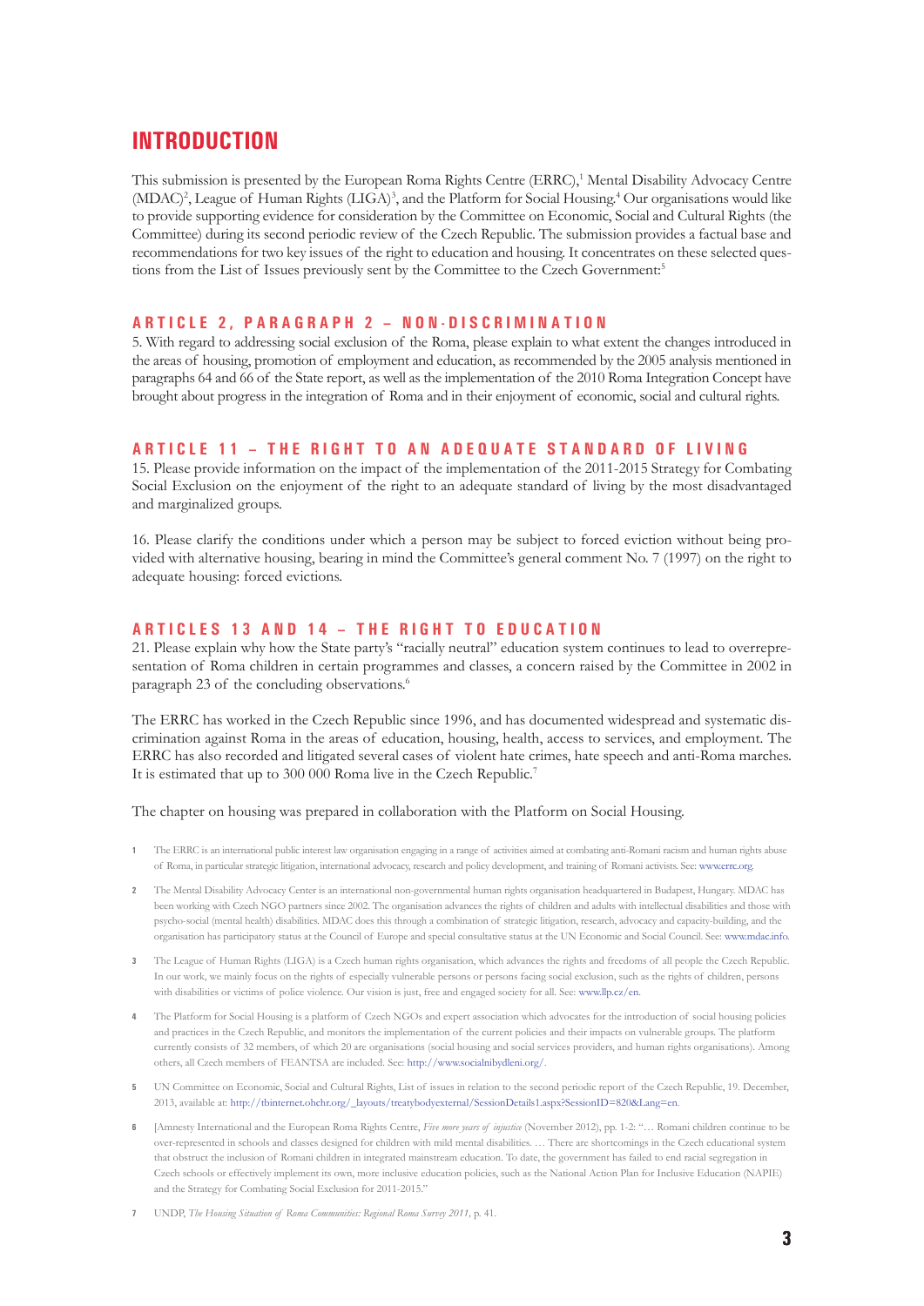# INTRODUCTION

This submission is presented by the European Roma Rights Centre (ERRC),[1] Mental Disability Advocacy Centre (MDAC)[2], League of Human Rights (LIGA)[3], and the Platform for Social Housing.[4] Our organisations would like to provide supporting evidence for consideration by the Committee on Economic, Social and Cultural Rights (the Committee) during its second periodic review of the Czech Republic. The submission provides a factual base and recommendations for two key issues of the right to education and housing. It concentrates on these selected questions from the List of Issues previously sent by the Committee to the Czech Government:[5]

### ARTICLE 2, PARAGRAPH 2 – NON-DISCRIMINATION

5. With regard to addressing social exclusion of the Roma, please explain to what extent the changes introduced in the areas of housing, promotion of employment and education, as recommended by the 2005 analysis mentioned in paragraphs 64 and 66 of the State report, as well as the implementation of the 2010 Roma Integration Concept have brought about progress in the integration of Roma and in their enjoyment of economic, social and cultural rights.

### ARTICLE 11 – THE RIGHT TO AN ADEQUATE STANDARD OF LIVING

15. Please provide information on the impact of the implementation of the 2011-2015 Strategy for Combating Social Exclusion on the enjoyment of the right to an adequate standard of living by the most disadvantaged and marginalized groups.

16. Please clarify the conditions under which a person may be subject to forced eviction without being provided with alternative housing, bearing in mind the Committee's general comment No. 7 (1997) on the right to adequate housing: forced evictions.

### ARTICLES 13 AND 14 – THE RIGHT TO EDUCATION

21. Please explain why how the State party's "racially neutral" education system continues to lead to overrepresentation of Roma children in certain programmes and classes, a concern raised by the Committee in 2002 in paragraph 23 of the concluding observations.[6]

The ERRC has worked in the Czech Republic since 1996, and has documented widespread and systematic discrimination against Roma in the areas of education, housing, health, access to services, and employment. The ERRC has also recorded and litigated several cases of violent hate crimes, hate speech and anti-Roma marches. It is estimated that up to 300 000 Roma live in the Czech Republic.[7]

The chapter on housing was prepared in collaboration with the Platform on Social Housing.

---

1 The ERRC is an international public interest law organisation engaging in a range of activities aimed at combating anti-Romani racism and human rights abuse of Roma, in particular strategic litigation, international advocacy, research and policy development, and training of Romani activists. See: www.errc.org.

2 The Mental Disability Advocacy Center is an international non-governmental human rights organisation headquartered in Budapest, Hungary. MDAC has been working with Czech NGO partners since 2002. The organisation advances the rights of children and adults with intellectual disabilities and those with psycho-social (mental health) disabilities. MDAC does this through a combination of strategic litigation, research, advocacy and capacity-building, and the organisation has participatory status at the Council of Europe and special consultative status at the UN Economic and Social Council. See: www.mdac.info.

3 The League of Human Rights (LIGA) is a Czech human rights organisation, which advances the rights and freedoms of all people the Czech Republic. In our work, we mainly focus on the rights of especially vulnerable persons or persons facing social exclusion, such as the rights of children, persons with disabilities or victims of police violence. Our vision is just, free and engaged society for all. See: www.llp.cz/en.

4 The Platform for Social Housing is a platform of Czech NGOs and expert association which advocates for the introduction of social housing policies and practices in the Czech Republic, and monitors the implementation of the current policies and their impacts on vulnerable groups. The platform currently consists of 32 members, of which 20 are organisations (social housing and social services providers, and human rights organisations). Among others, all Czech members of FEANTSA are included. See: http://www.socialnibydleni.org/.

5 UN Committee on Economic, Social and Cultural Rights, List of issues in relation to the second periodic report of the Czech Republic, 19. December, 2013, available at: http://tbinternet.ohchr.org/_layouts/treatybodyexternal/SessionDetails1.aspx?SessionID=820&Lang=en.

6 [Amnesty International and the European Roma Rights Centre, *Five more years of injustice* (November 2012), pp. 1-2: "… Romani children continue to be over-represented in schools and classes designed for children with mild mental disabilities. … There are shortcomings in the Czech educational system that obstruct the inclusion of Romani children in integrated mainstream education. To date, the government has failed to end racial segregation in Czech schools or effectively implement its own, more inclusive education policies, such as the National Action Plan for Inclusive Education (NAPIE) and the Strategy for Combating Social Exclusion for 2011-2015."

7 UNDP, *The Housing Situation of Roma Communities: Regional Roma Survey 2011*, p. 41.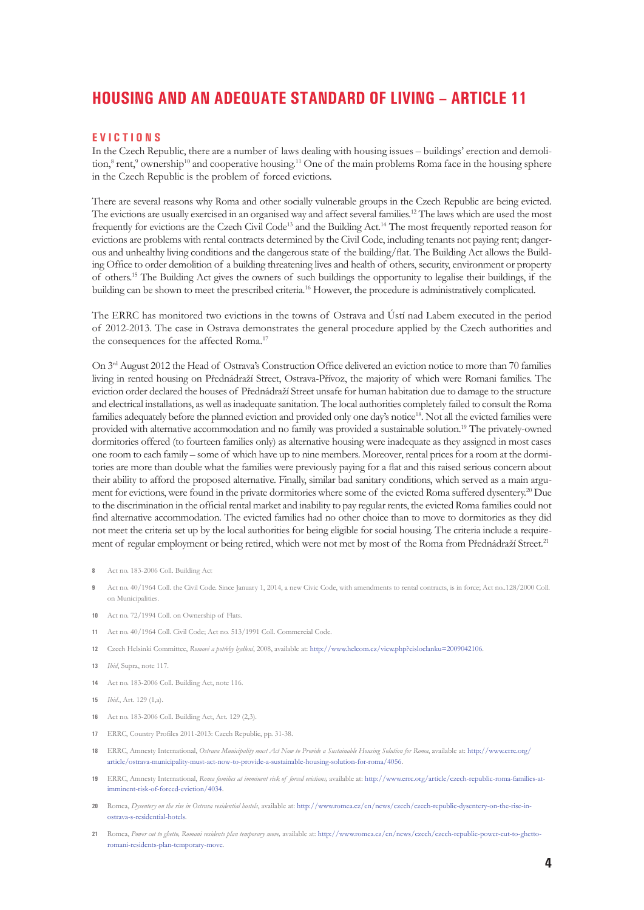# HOUSING AND AN ADEQUATE STANDARD OF LIVING – ARTICLE 11

## EVICTIONS

In the Czech Republic, there are a number of laws dealing with housing issues – buildings' erection and demolition,[8] rent,[9] ownership[10] and cooperative housing.[11] One of the main problems Roma face in the housing sphere in the Czech Republic is the problem of forced evictions.

There are several reasons why Roma and other socially vulnerable groups in the Czech Republic are being evicted. The evictions are usually exercised in an organised way and affect several families.[12] The laws which are used the most frequently for evictions are the Czech Civil Code[13] and the Building Act.[14] The most frequently reported reason for evictions are problems with rental contracts determined by the Civil Code, including tenants not paying rent; dangerous and unhealthy living conditions and the dangerous state of the building/flat. The Building Act allows the Building Office to order demolition of a building threatening lives and health of others, security, environment or property of others.[15] The Building Act gives the owners of such buildings the opportunity to legalise their buildings, if the building can be shown to meet the prescribed criteria.[16] However, the procedure is administratively complicated.

The ERRC has monitored two evictions in the towns of Ostrava and Ústí nad Labem executed in the period of 2012-2013. The case in Ostrava demonstrates the general procedure applied by the Czech authorities and the consequences for the affected Roma.[17]

On 3rd August 2012 the Head of Ostrava's Construction Office delivered an eviction notice to more than 70 families living in rented housing on Přednádraží Street, Ostrava-Přívoz, the majority of which were Romani families. The eviction order declared the houses of Přednádraží Street unsafe for human habitation due to damage to the structure and electrical installations, as well as inadequate sanitation. The local authorities completely failed to consult the Roma families adequately before the planned eviction and provided only one day's notice[18]. Not all the evicted families were provided with alternative accommodation and no family was provided a sustainable solution.[19] The privately-owned dormitories offered (to fourteen families only) as alternative housing were inadequate as they assigned in most cases one room to each family – some of which have up to nine members. Moreover, rental prices for a room at the dormitories are more than double what the families were previously paying for a flat and this raised serious concern about their ability to afford the proposed alternative. Finally, similar bad sanitary conditions, which served as a main argument for evictions, were found in the private dormitories where some of the evicted Roma suffered dysentery.[20] Due to the discrimination in the official rental market and inability to pay regular rents, the evicted Roma families could not find alternative accommodation. The evicted families had no other choice than to move to dormitories as they did not meet the criteria set up by the local authorities for being eligible for social housing. The criteria include a requirement of regular employment or being retired, which were not met by most of the Roma from Přednádraží Street.[21]

---

8 Act no. 183-2006 Coll. Building Act

9 Act no. 40/1964 Coll. the Civil Code. Since January 1, 2014, a new Civic Code, with amendments to rental contracts, is in force; Act no..128/2000 Coll. on Municipalities.

10 Act no. 72/1994 Coll. on Ownership of Flats.

11 Act no. 40/1964 Coll. Civil Code; Act no. 513/1991 Coll. Commercial Code.

12 Czech Helsinki Committee, *Romové a potřeby bydlení*, 2008, available at: http://www.helcom.cz/view.php?cisloclanku=2009042106.

13 *Ibid*, Supra, note 117.

14 Act no. 183-2006 Coll. Building Act, note 116.

15 *Ibid.*, Art. 129 (1,a).

16 Act no. 183-2006 Coll. Building Act, Art. 129 (2,3).

17 ERRC, Country Profiles 2011-2013: Czech Republic, pp. 31-38.

18 ERRC, Amnesty International, *Ostrava Municipality must Act Now to Provide a Sustainable Housing Solution for Roma*, available at: http://www.errc.org/article/ostrava-municipality-must-act-now-to-provide-a-sustainable-housing-solution-for-roma/4056.

19 ERRC, Amnesty International, *Roma families at imminent risk of forced evictions,* available at: http://www.errc.org/article/czech-republic-roma-families-at-imminent-risk-of-forced-eviction/4034.

20 Romea, *Dysentery on the rise in Ostrava residential hostels*, available at: http://www.romea.cz/en/news/czech/czech-republic-dysentery-on-the-rise-in-ostrava-s-residential-hotels.

21 Romea, *Power cut to ghetto, Romani residents plan temporary move,* available at: http://www.romea.cz/en/news/czech/czech-republic-power-cut-to-ghetto-romani-residents-plan-temporary-move.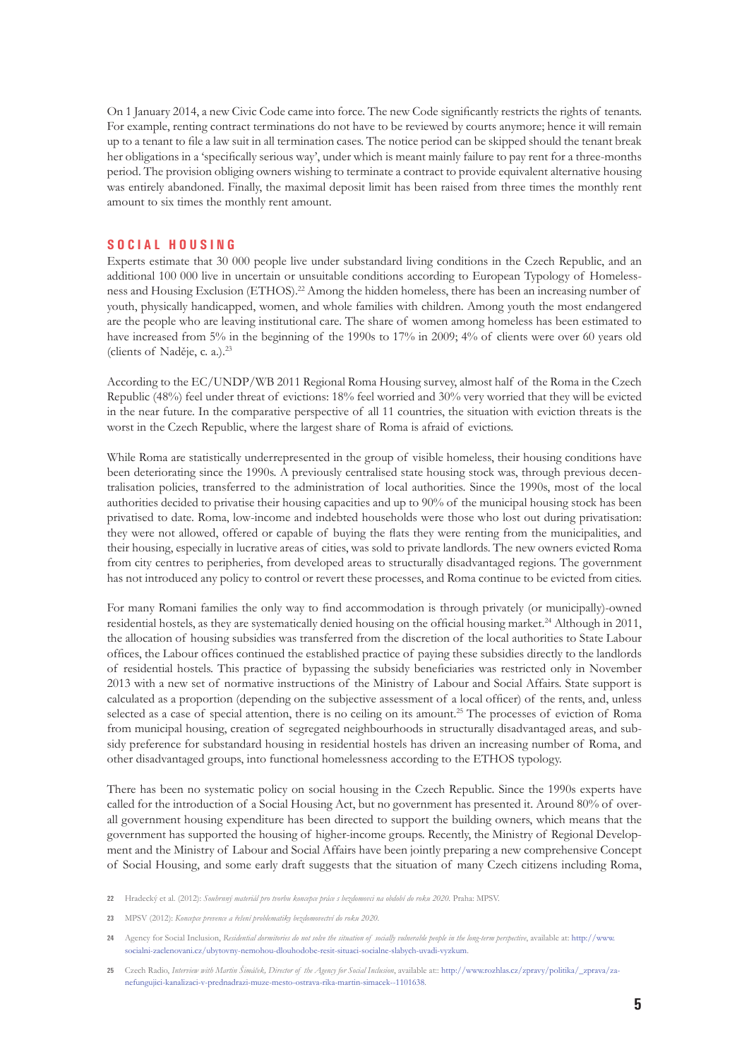On 1 January 2014, a new Civic Code came into force. The new Code significantly restricts the rights of tenants. For example, renting contract terminations do not have to be reviewed by courts anymore; hence it will remain up to a tenant to file a law suit in all termination cases. The notice period can be skipped should the tenant break her obligations in a 'specifically serious way', under which is meant mainly failure to pay rent for a three-months period. The provision obliging owners wishing to terminate a contract to provide equivalent alternative housing was entirely abandoned. Finally, the maximal deposit limit has been raised from three times the monthly rent amount to six times the monthly rent amount.

## SOCIAL HOUSING

Experts estimate that 30 000 people live under substandard living conditions in the Czech Republic, and an additional 100 000 live in uncertain or unsuitable conditions according to European Typology of Homelessness and Housing Exclusion (ETHOS).[22] Among the hidden homeless, there has been an increasing number of youth, physically handicapped, women, and whole families with children. Among youth the most endangered are the people who are leaving institutional care. The share of women among homeless has been estimated to have increased from 5% in the beginning of the 1990s to 17% in 2009; 4% of clients were over 60 years old (clients of Naděje, c. a.).[23]

According to the EC/UNDP/WB 2011 Regional Roma Housing survey, almost half of the Roma in the Czech Republic (48%) feel under threat of evictions: 18% feel worried and 30% very worried that they will be evicted in the near future. In the comparative perspective of all 11 countries, the situation with eviction threats is the worst in the Czech Republic, where the largest share of Roma is afraid of evictions.

While Roma are statistically underrepresented in the group of visible homeless, their housing conditions have been deteriorating since the 1990s. A previously centralised state housing stock was, through previous decentralisation policies, transferred to the administration of local authorities. Since the 1990s, most of the local authorities decided to privatise their housing capacities and up to 90% of the municipal housing stock has been privatised to date. Roma, low-income and indebted households were those who lost out during privatisation: they were not allowed, offered or capable of buying the flats they were renting from the municipalities, and their housing, especially in lucrative areas of cities, was sold to private landlords. The new owners evicted Roma from city centres to peripheries, from developed areas to structurally disadvantaged regions. The government has not introduced any policy to control or revert these processes, and Roma continue to be evicted from cities.

For many Romani families the only way to find accommodation is through privately (or municipally)-owned residential hostels, as they are systematically denied housing on the official housing market.[24] Although in 2011, the allocation of housing subsidies was transferred from the discretion of the local authorities to State Labour offices, the Labour offices continued the established practice of paying these subsidies directly to the landlords of residential hostels. This practice of bypassing the subsidy beneficiaries was restricted only in November 2013 with a new set of normative instructions of the Ministry of Labour and Social Affairs. State support is calculated as a proportion (depending on the subjective assessment of a local officer) of the rents, and, unless selected as a case of special attention, there is no ceiling on its amount.[25] The processes of eviction of Roma from municipal housing, creation of segregated neighbourhoods in structurally disadvantaged areas, and subsidy preference for substandard housing in residential hostels has driven an increasing number of Roma, and other disadvantaged groups, into functional homelessness according to the ETHOS typology.

There has been no systematic policy on social housing in the Czech Republic. Since the 1990s experts have called for the introduction of a Social Housing Act, but no government has presented it. Around 80% of overall government housing expenditure has been directed to support the building owners, which means that the government has supported the housing of higher-income groups. Recently, the Ministry of Regional Development and the Ministry of Labour and Social Affairs have been jointly preparing a new comprehensive Concept of Social Housing, and some early draft suggests that the situation of many Czech citizens including Roma,

---

22 Hradecký et al. (2012): *Souhrnný materiál pro tvorbu koncepce práce s bezdomovci na období do roku 2020.* Praha: MPSV.

23 MPSV (2012): *Koncepce prevence a řešení problematiky bezdomovectví do roku 2020.*

24 Agency for Social Inclusion, *Residential dormitories do not solve the situation of socially vulnerable people in the long-term perspective*, available at: http://www.socialni-zaclenovani.cz/ubytovny-nemohou-dlouhodobe-resit-situaci-socialne-slabych-uvadi-vyzkum.

25 Czech Radio, *Interview with Martin Šimáček, Director of the Agency for Social Inclusion*, available at:: http://www.rozhlas.cz/zpravy/politika/_zprava/za-nefungujici-kanalizaci-v-prednadrazi-muze-mesto-ostrava-rika-martin-simacek--1101638.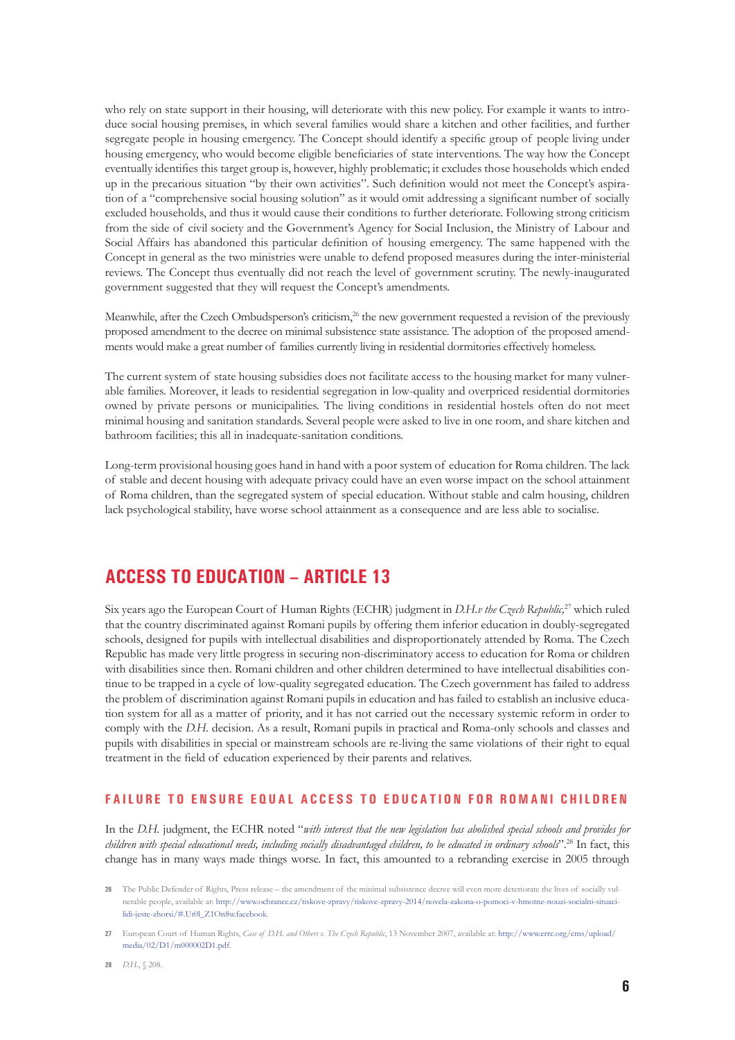who rely on state support in their housing, will deteriorate with this new policy. For example it wants to introduce social housing premises, in which several families would share a kitchen and other facilities, and further segregate people in housing emergency. The Concept should identify a specific group of people living under housing emergency, who would become eligible beneficiaries of state interventions. The way how the Concept eventually identifies this target group is, however, highly problematic; it excludes those households which ended up in the precarious situation "by their own activities". Such definition would not meet the Concept's aspiration of a "comprehensive social housing solution" as it would omit addressing a significant number of socially excluded households, and thus it would cause their conditions to further deteriorate. Following strong criticism from the side of civil society and the Government's Agency for Social Inclusion, the Ministry of Labour and Social Affairs has abandoned this particular definition of housing emergency. The same happened with the Concept in general as the two ministries were unable to defend proposed measures during the inter-ministerial reviews. The Concept thus eventually did not reach the level of government scrutiny. The newly-inaugurated government suggested that they will request the Concept's amendments.

Meanwhile, after the Czech Ombudsperson's criticism,[26] the new government requested a revision of the previously proposed amendment to the decree on minimal subsistence state assistance. The adoption of the proposed amendments would make a great number of families currently living in residential dormitories effectively homeless.

The current system of state housing subsidies does not facilitate access to the housing market for many vulnerable families. Moreover, it leads to residential segregation in low-quality and overpriced residential dormitories owned by private persons or municipalities. The living conditions in residential hostels often do not meet minimal housing and sanitation standards. Several people were asked to live in one room, and share kitchen and bathroom facilities; this all in inadequate-sanitation conditions.

Long-term provisional housing goes hand in hand with a poor system of education for Roma children. The lack of stable and decent housing with adequate privacy could have an even worse impact on the school attainment of Roma children, than the segregated system of special education. Without stable and calm housing, children lack psychological stability, have worse school attainment as a consequence and are less able to socialise.

## ACCESS TO EDUCATION – ARTICLE 13

Six years ago the European Court of Human Rights (ECHR) judgment in *D.H.v the Czech Republic,*[27] which ruled that the country discriminated against Romani pupils by offering them inferior education in doubly-segregated schools, designed for pupils with intellectual disabilities and disproportionately attended by Roma. The Czech Republic has made very little progress in securing non-discriminatory access to education for Roma or children with disabilities since then. Romani children and other children determined to have intellectual disabilities continue to be trapped in a cycle of low-quality segregated education. The Czech government has failed to address the problem of discrimination against Romani pupils in education and has failed to establish an inclusive education system for all as a matter of priority, and it has not carried out the necessary systemic reform in order to comply with the *D.H.* decision. As a result, Romani pupils in practical and Roma-only schools and classes and pupils with disabilities in special or mainstream schools are re-living the same violations of their right to equal treatment in the field of education experienced by their parents and relatives.

### FAILURE TO ENSURE EQUAL ACCESS TO EDUCATION FOR ROMANI CHILDREN

In the *D.H.* judgment, the ECHR noted "*with interest that the new legislation has abolished special schools and provides for children with special educational needs, including socially disadvantaged children, to be educated in ordinary schools*".[28] In fact, this change has in many ways made things worse. In fact, this amounted to a rebranding exercise in 2005 through

---

[26] The Public Defender of Rights, Press release – the amendment of the minimal subsistence decree will even more deteriorate the lives of socially vulnerable people, available at: http://www.ochrance.cz/tiskove-zpravy/tiskove-zpravy-2014/novela-zakona-o-pomoci-v-hmotne-nouzi-socialni-situaci-lidi-jeste-zhorsi/#.Ut0l_Z1On8w.facebook.

[27] European Court of Human Rights, *Case of D.H. and Others v. The Czech Republic*, 13 November 2007, available at: http://www.errc.org/cms/upload/media/02/D1/m000002D1.pdf.

[28] *D.H.*, § 208.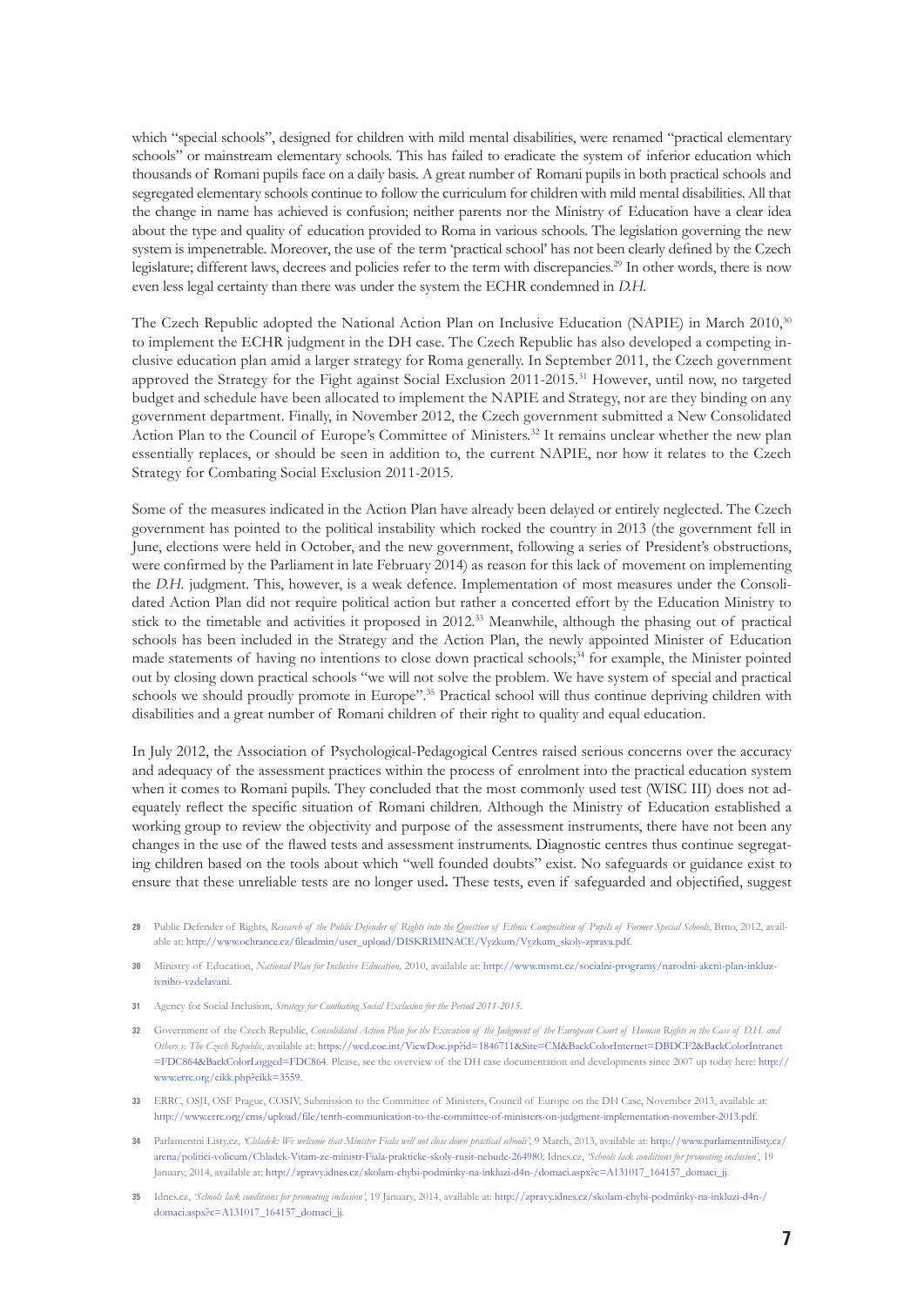which "special schools", designed for children with mild mental disabilities, were renamed "practical elementary schools" or mainstream elementary schools. This has failed to eradicate the system of inferior education which thousands of Romani pupils face on a daily basis. A great number of Romani pupils in both practical schools and segregated elementary schools continue to follow the curriculum for children with mild mental disabilities. All that the change in name has achieved is confusion; neither parents nor the Ministry of Education have a clear idea about the type and quality of education provided to Roma in various schools. The legislation governing the new system is impenetrable. Moreover, the use of the term 'practical school' has not been clearly defined by the Czech legislature; different laws, decrees and policies refer to the term with discrepancies.[29] In other words, there is now even less legal certainty than there was under the system the ECHR condemned in *D.H.*

The Czech Republic adopted the National Action Plan on Inclusive Education (NAPIE) in March 2010,[30] to implement the ECHR judgment in the DH case. The Czech Republic has also developed a competing inclusive education plan amid a larger strategy for Roma generally. In September 2011, the Czech government approved the Strategy for the Fight against Social Exclusion 2011-2015.[31] However, until now, no targeted budget and schedule have been allocated to implement the NAPIE and Strategy, nor are they binding on any government department. Finally, in November 2012, the Czech government submitted a New Consolidated Action Plan to the Council of Europe's Committee of Ministers.[32] It remains unclear whether the new plan essentially replaces, or should be seen in addition to, the current NAPIE, nor how it relates to the Czech Strategy for Combating Social Exclusion 2011-2015.

Some of the measures indicated in the Action Plan have already been delayed or entirely neglected. The Czech government has pointed to the political instability which rocked the country in 2013 (the government fell in June, elections were held in October, and the new government, following a series of President's obstructions, were confirmed by the Parliament in late February 2014) as reason for this lack of movement on implementing the *D.H.* judgment. This, however, is a weak defence. Implementation of most measures under the Consolidated Action Plan did not require political action but rather a concerted effort by the Education Ministry to stick to the timetable and activities it proposed in 2012.[33] Meanwhile, although the phasing out of practical schools has been included in the Strategy and the Action Plan, the newly appointed Minister of Education made statements of having no intentions to close down practical schools;[34] for example, the Minister pointed out by closing down practical schools "we will not solve the problem. We have system of special and practical schools we should proudly promote in Europe".[35] Practical school will thus continue depriving children with disabilities and a great number of Romani children of their right to quality and equal education.

In July 2012, the Association of Psychological-Pedagogical Centres raised serious concerns over the accuracy and adequacy of the assessment practices within the process of enrolment into the practical education system when it comes to Romani pupils. They concluded that the most commonly used test (WISC III) does not adequately reflect the specific situation of Romani children. Although the Ministry of Education established a working group to review the objectivity and purpose of the assessment instruments, there have not been any changes in the use of the flawed tests and assessment instruments. Diagnostic centres thus continue segregating children based on the tools about which "well founded doubts" exist. No safeguards or guidance exist to ensure that these unreliable tests are no longer used**.** These tests, even if safeguarded and objectified, suggest

---

29 Public Defender of Rights, *Research of the Public Defender of Rights into the Question of Ethnic Composition of Pupils of Former Special Schools*, Brno, 2012, available at: http://www.ochrance.cz/fileadmin/user_upload/DISKRIMINACE/Vyzkum/Vyzkum_skoly-zprava.pdf.

30 Ministry of Education, *National Plan for Inclusive Education,* 2010, available at: http://www.msmt.cz/socialni-programy/narodni-akcni-plan-inkluzivniho-vzdelavani.

31 Agency for Social Inclusion, *Strategy for Combating Social Exclusion for the Period 2011-2015*.

32 Government of the Czech Republic, *Consolidated Action Plan for the Execution of the Judgment of the European Court of Human Rights in the Case of D.H. and Others v. The Czech Republic*, available at: https://wcd.coe.int/ViewDoc.jsp?id=1846711&Site=CM&BackColorInternet=DBDCF2&BackColorIntranet=FDC864&BackColorLogged=FDC864. Please, see the overview of the DH case documentation and developments since 2007 up today here: http://www.errc.org/cikk.php?cikk=3559.

33 ERRC, OSJI, OSF Prague, COSIV, Submission to the Committee of Ministers, Council of Europe on the DH Case, November 2013, available at: http://www.errc.org/cms/upload/file/tenth-communication-to-the-committee-of-ministers-on-judgment-implementation-november-2013.pdf.

34 Parlamentni Listy.cz, *'Chladek: We welcome that Minister Fiala will not close down practical schools'*, 9 March, 2013, available at: http://www.parlamentnilisty.cz/arena/politici-volicum/Chladek-Vitam-ze-ministr-Fiala-prakticke-skoly-rusit-nebude-264980; Idnes.cz, *'Schools lack conditions for promoting inclusion'*, 19 January, 2014, available at: http://zpravy.idnes.cz/skolam-chybi-podminky-na-inkluzi-d4n-/domaci.aspx?c=A131017_164157_domaci_jj.

35 Idnes.cz, *'Schools lack conditions for promoting inclusion'*, 19 January, 2014, available at: http://zpravy.idnes.cz/skolam-chybi-podminky-na-inkluzi-d4n-/domaci.aspx?c=A131017_164157_domaci_jj.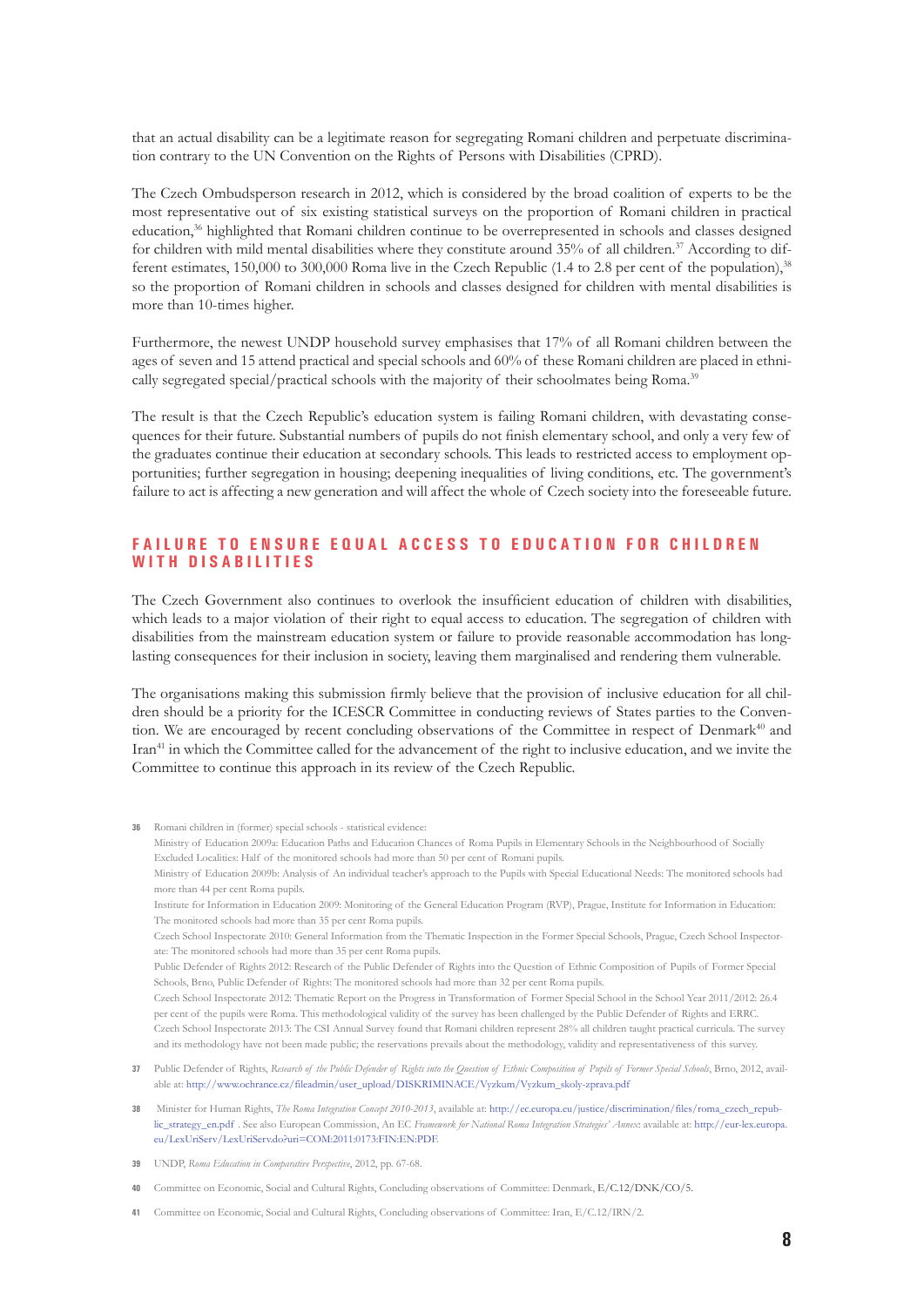that an actual disability can be a legitimate reason for segregating Romani children and perpetuate discrimination contrary to the UN Convention on the Rights of Persons with Disabilities (CPRD).

The Czech Ombudsperson research in 2012, which is considered by the broad coalition of experts to be the most representative out of six existing statistical surveys on the proportion of Romani children in practical education,[36] highlighted that Romani children continue to be overrepresented in schools and classes designed for children with mild mental disabilities where they constitute around 35% of all children.[37] According to different estimates, 150,000 to 300,000 Roma live in the Czech Republic (1.4 to 2.8 per cent of the population),[38] so the proportion of Romani children in schools and classes designed for children with mental disabilities is more than 10-times higher.

Furthermore, the newest UNDP household survey emphasises that 17% of all Romani children between the ages of seven and 15 attend practical and special schools and 60% of these Romani children are placed in ethnically segregated special/practical schools with the majority of their schoolmates being Roma.[39]

The result is that the Czech Republic's education system is failing Romani children, with devastating consequences for their future. Substantial numbers of pupils do not finish elementary school, and only a very few of the graduates continue their education at secondary schools. This leads to restricted access to employment opportunities; further segregation in housing; deepening inequalities of living conditions, etc. The government's failure to act is affecting a new generation and will affect the whole of Czech society into the foreseeable future.

## FAILURE TO ENSURE EQUAL ACCESS TO EDUCATION FOR CHILDREN WITH DISABILITIES

The Czech Government also continues to overlook the insufficient education of children with disabilities, which leads to a major violation of their right to equal access to education. The segregation of children with disabilities from the mainstream education system or failure to provide reasonable accommodation has long-lasting consequences for their inclusion in society, leaving them marginalised and rendering them vulnerable.

The organisations making this submission firmly believe that the provision of inclusive education for all children should be a priority for the ICESCR Committee in conducting reviews of States parties to the Convention. We are encouraged by recent concluding observations of the Committee in respect of Denmark[40] and Iran[41] in which the Committee called for the advancement of the right to inclusive education, and we invite the Committee to continue this approach in its review of the Czech Republic.

---

36 Romani children in (former) special schools - statistical evidence:
Ministry of Education 2009a: Education Paths and Education Chances of Roma Pupils in Elementary Schools in the Neighbourhood of Socially Excluded Localities: Half of the monitored schools had more than 50 per cent of Romani pupils.
Ministry of Education 2009b: Analysis of An individual teacher's approach to the Pupils with Special Educational Needs: The monitored schools had more than 44 per cent Roma pupils.
Institute for Information in Education 2009: Monitoring of the General Education Program (RVP), Prague, Institute for Information in Education: The monitored schools had more than 35 per cent Roma pupils.
Czech School Inspectorate 2010: General Information from the Thematic Inspection in the Former Special Schools, Prague, Czech School Inspectorate: The monitored schools had more than 35 per cent Roma pupils.
Public Defender of Rights 2012: Research of the Public Defender of Rights into the Question of Ethnic Composition of Pupils of Former Special Schools, Brno, Public Defender of Rights: The monitored schools had more than 32 per cent Roma pupils.
Czech School Inspectorate 2012: Thematic Report on the Progress in Transformation of Former Special School in the School Year 2011/2012: 26.4 per cent of the pupils were Roma. This methodological validity of the survey has been challenged by the Public Defender of Rights and ERRC.
Czech School Inspectorate 2013: The CSI Annual Survey found that Romani children represent 28% all children taught practical curricula. The survey and its methodology have not been made public; the reservations prevails about the methodology, validity and representativeness of this survey.

37 Public Defender of Rights, *Research of the Public Defender of Rights into the Question of Ethnic Composition of Pupils of Former Special Schools*, Brno, 2012, available at: http://www.ochrance.cz/fileadmin/user_upload/DISKRIMINACE/Vyzkum/Vyzkum_skoly-zprava.pdf

38 Minister for Human Rights, *The Roma Integration Concept 2010-2013*, available at: http://ec.europa.eu/justice/discrimination/files/roma_czech_republic_strategy_en.pdf . See also European Commission, An EC *Framework for National Roma Integration Strategies' Annex*: available at: http://eur-lex.europa.eu/LexUriServ/LexUriServ.do?uri=COM:2011:0173:FIN:EN:PDF.

39 UNDP, *Roma Education in Comparative Perspective*, 2012, pp. 67-68.

40 Committee on Economic, Social and Cultural Rights, Concluding observations of Committee: Denmark, E/C.12/DNK/CO/5.

41 Committee on Economic, Social and Cultural Rights, Concluding observations of Committee: Iran, E/C.12/IRN/2.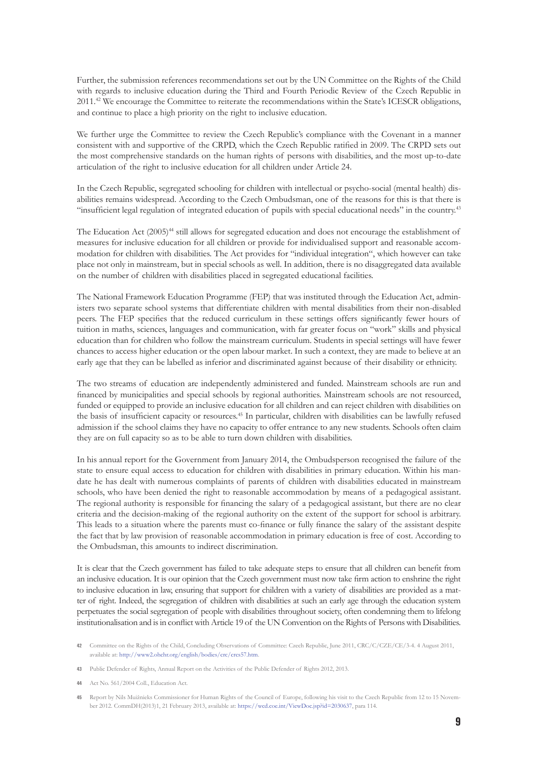Further, the submission references recommendations set out by the UN Committee on the Rights of the Child with regards to inclusive education during the Third and Fourth Periodic Review of the Czech Republic in 2011.[42] We encourage the Committee to reiterate the recommendations within the State's ICESCR obligations, and continue to place a high priority on the right to inclusive education.

We further urge the Committee to review the Czech Republic's compliance with the Covenant in a manner consistent with and supportive of the CRPD, which the Czech Republic ratified in 2009. The CRPD sets out the most comprehensive standards on the human rights of persons with disabilities, and the most up-to-date articulation of the right to inclusive education for all children under Article 24.

In the Czech Republic, segregated schooling for children with intellectual or psycho-social (mental health) disabilities remains widespread. According to the Czech Ombudsman, one of the reasons for this is that there is "insufficient legal regulation of integrated education of pupils with special educational needs" in the country.[43]

The Education Act (2005)[44] still allows for segregated education and does not encourage the establishment of measures for inclusive education for all children or provide for individualised support and reasonable accommodation for children with disabilities. The Act provides for "individual integration", which however can take place not only in mainstream, but in special schools as well. In addition, there is no disaggregated data available on the number of children with disabilities placed in segregated educational facilities.

The National Framework Education Programme (FEP) that was instituted through the Education Act, administers two separate school systems that differentiate children with mental disabilities from their non-disabled peers. The FEP specifies that the reduced curriculum in these settings offers significantly fewer hours of tuition in maths, sciences, languages and communication, with far greater focus on "work" skills and physical education than for children who follow the mainstream curriculum. Students in special settings will have fewer chances to access higher education or the open labour market. In such a context, they are made to believe at an early age that they can be labelled as inferior and discriminated against because of their disability or ethnicity.

The two streams of education are independently administered and funded. Mainstream schools are run and financed by municipalities and special schools by regional authorities. Mainstream schools are not resourced, funded or equipped to provide an inclusive education for all children and can reject children with disabilities on the basis of insufficient capacity or resources.[45] In particular, children with disabilities can be lawfully refused admission if the school claims they have no capacity to offer entrance to any new students. Schools often claim they are on full capacity so as to be able to turn down children with disabilities.

In his annual report for the Government from January 2014, the Ombudsperson recognised the failure of the state to ensure equal access to education for children with disabilities in primary education. Within his mandate he has dealt with numerous complaints of parents of children with disabilities educated in mainstream schools, who have been denied the right to reasonable accommodation by means of a pedagogical assistant. The regional authority is responsible for financing the salary of a pedagogical assistant, but there are no clear criteria and the decision-making of the regional authority on the extent of the support for school is arbitrary. This leads to a situation where the parents must co-finance or fully finance the salary of the assistant despite the fact that by law provision of reasonable accommodation in primary education is free of cost. According to the Ombudsman, this amounts to indirect discrimination.

It is clear that the Czech government has failed to take adequate steps to ensure that all children can benefit from an inclusive education. It is our opinion that the Czech government must now take firm action to enshrine the right to inclusive education in law, ensuring that support for children with a variety of disabilities are provided as a matter of right. Indeed, the segregation of children with disabilities at such an early age through the education system perpetuates the social segregation of people with disabilities throughout society, often condemning them to lifelong institutionalisation and is in conflict with Article 19 of the UN Convention on the Rights of Persons with Disabilities.

---

42 Committee on the Rights of the Child, Concluding Observations of Committee: Czech Republic, June 2011, CRC/C/CZE/CE/3-4. 4 August 2011, available at: http://www2.ohchr.org/english/bodies/crc/crcs57.htm.

43 Public Defender of Rights, Annual Report on the Activities of the Public Defender of Rights 2012, 2013.

44 Act No. 561/2004 Coll., Education Act.

45 Report by Nils Muižnieks Commissioner for Human Rights of the Council of Europe, following his visit to the Czech Republic from 12 to 15 November 2012. CommDH(2013)1, 21 February 2013, available at: https://wcd.coe.int/ViewDoc.jsp?id=2030637, para 114.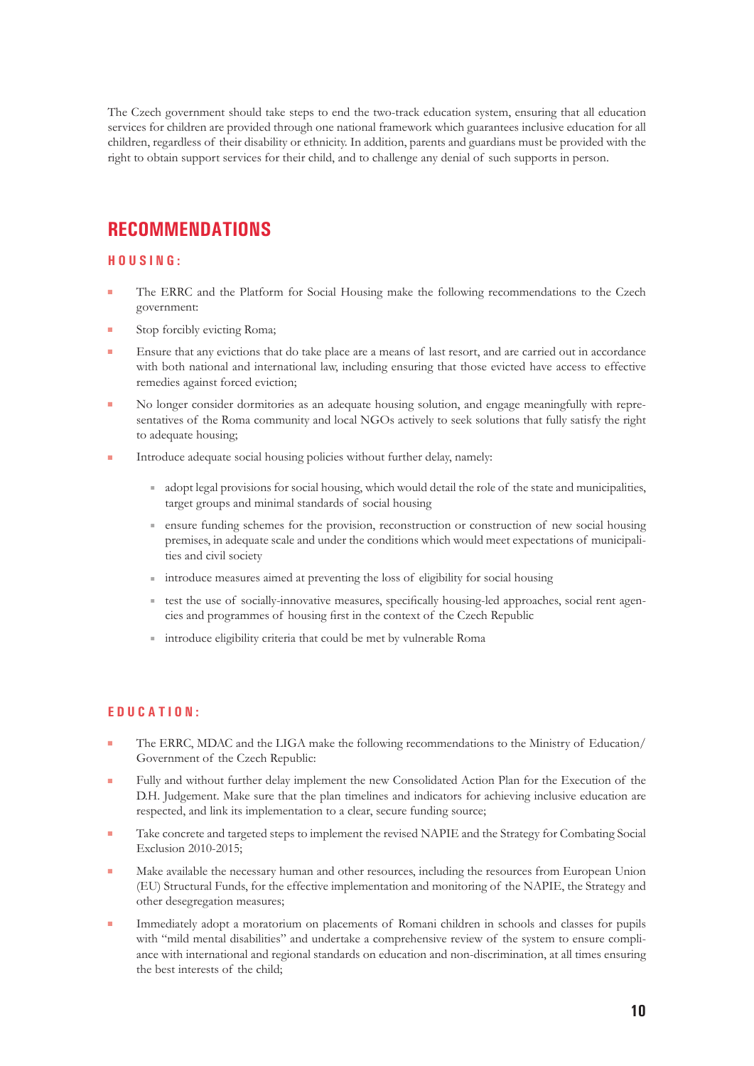The Czech government should take steps to end the two-track education system, ensuring that all education services for children are provided through one national framework which guarantees inclusive education for all children, regardless of their disability or ethnicity. In addition, parents and guardians must be provided with the right to obtain support services for their child, and to challenge any denial of such supports in person.

## RECOMMENDATIONS

### HOUSING:

- The ERRC and the Platform for Social Housing make the following recommendations to the Czech government:
- Stop forcibly evicting Roma;
- Ensure that any evictions that do take place are a means of last resort, and are carried out in accordance with both national and international law, including ensuring that those evicted have access to effective remedies against forced eviction;
- No longer consider dormitories as an adequate housing solution, and engage meaningfully with representatives of the Roma community and local NGOs actively to seek solutions that fully satisfy the right to adequate housing;
- Introduce adequate social housing policies without further delay, namely:
  - adopt legal provisions for social housing, which would detail the role of the state and municipalities, target groups and minimal standards of social housing
  - ensure funding schemes for the provision, reconstruction or construction of new social housing premises, in adequate scale and under the conditions which would meet expectations of municipalities and civil society
  - introduce measures aimed at preventing the loss of eligibility for social housing
  - test the use of socially-innovative measures, specifically housing-led approaches, social rent agencies and programmes of housing first in the context of the Czech Republic
  - introduce eligibility criteria that could be met by vulnerable Roma

### EDUCATION:

- The ERRC, MDAC and the LIGA make the following recommendations to the Ministry of Education/ Government of the Czech Republic:
- Fully and without further delay implement the new Consolidated Action Plan for the Execution of the D.H. Judgement. Make sure that the plan timelines and indicators for achieving inclusive education are respected, and link its implementation to a clear, secure funding source;
- Take concrete and targeted steps to implement the revised NAPIE and the Strategy for Combating Social Exclusion 2010-2015;
- Make available the necessary human and other resources, including the resources from European Union (EU) Structural Funds, for the effective implementation and monitoring of the NAPIE, the Strategy and other desegregation measures;
- Immediately adopt a moratorium on placements of Romani children in schools and classes for pupils with "mild mental disabilities" and undertake a comprehensive review of the system to ensure compliance with international and regional standards on education and non-discrimination, at all times ensuring the best interests of the child;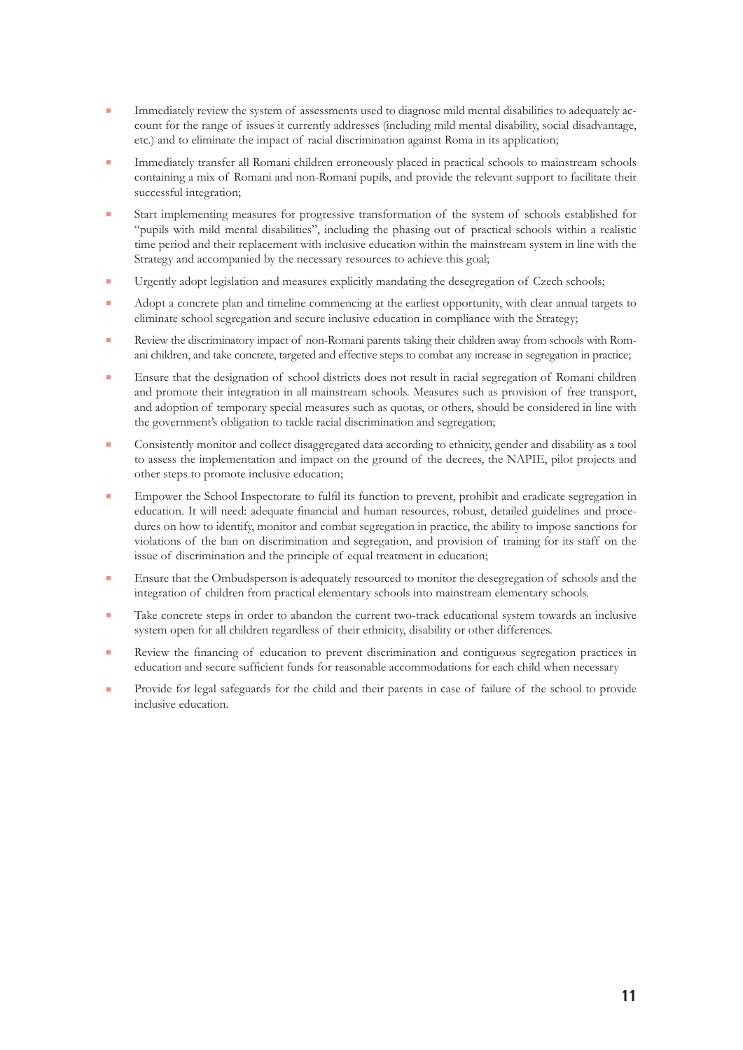- Immediately review the system of assessments used to diagnose mild mental disabilities to adequately account for the range of issues it currently addresses (including mild mental disability, social disadvantage, etc.) and to eliminate the impact of racial discrimination against Roma in its application;
- Immediately transfer all Romani children erroneously placed in practical schools to mainstream schools containing a mix of Romani and non-Romani pupils, and provide the relevant support to facilitate their successful integration;
- Start implementing measures for progressive transformation of the system of schools established for "pupils with mild mental disabilities", including the phasing out of practical schools within a realistic time period and their replacement with inclusive education within the mainstream system in line with the Strategy and accompanied by the necessary resources to achieve this goal;
- Urgently adopt legislation and measures explicitly mandating the desegregation of Czech schools;
- Adopt a concrete plan and timeline commencing at the earliest opportunity, with clear annual targets to eliminate school segregation and secure inclusive education in compliance with the Strategy;
- Review the discriminatory impact of non-Romani parents taking their children away from schools with Romani children, and take concrete, targeted and effective steps to combat any increase in segregation in practice;
- Ensure that the designation of school districts does not result in racial segregation of Romani children and promote their integration in all mainstream schools. Measures such as provision of free transport, and adoption of temporary special measures such as quotas, or others, should be considered in line with the government's obligation to tackle racial discrimination and segregation;
- Consistently monitor and collect disaggregated data according to ethnicity, gender and disability as a tool to assess the implementation and impact on the ground of the decrees, the NAPIE, pilot projects and other steps to promote inclusive education;
- Empower the School Inspectorate to fulfil its function to prevent, prohibit and eradicate segregation in education. It will need: adequate financial and human resources, robust, detailed guidelines and procedures on how to identify, monitor and combat segregation in practice, the ability to impose sanctions for violations of the ban on discrimination and segregation, and provision of training for its staff on the issue of discrimination and the principle of equal treatment in education;
- Ensure that the Ombudsperson is adequately resourced to monitor the desegregation of schools and the integration of children from practical elementary schools into mainstream elementary schools.
- Take concrete steps in order to abandon the current two-track educational system towards an inclusive system open for all children regardless of their ethnicity, disability or other differences.
- Review the financing of education to prevent discrimination and contiguous segregation practices in education and secure sufficient funds for reasonable accommodations for each child when necessary
- Provide for legal safeguards for the child and their parents in case of failure of the school to provide inclusive education.